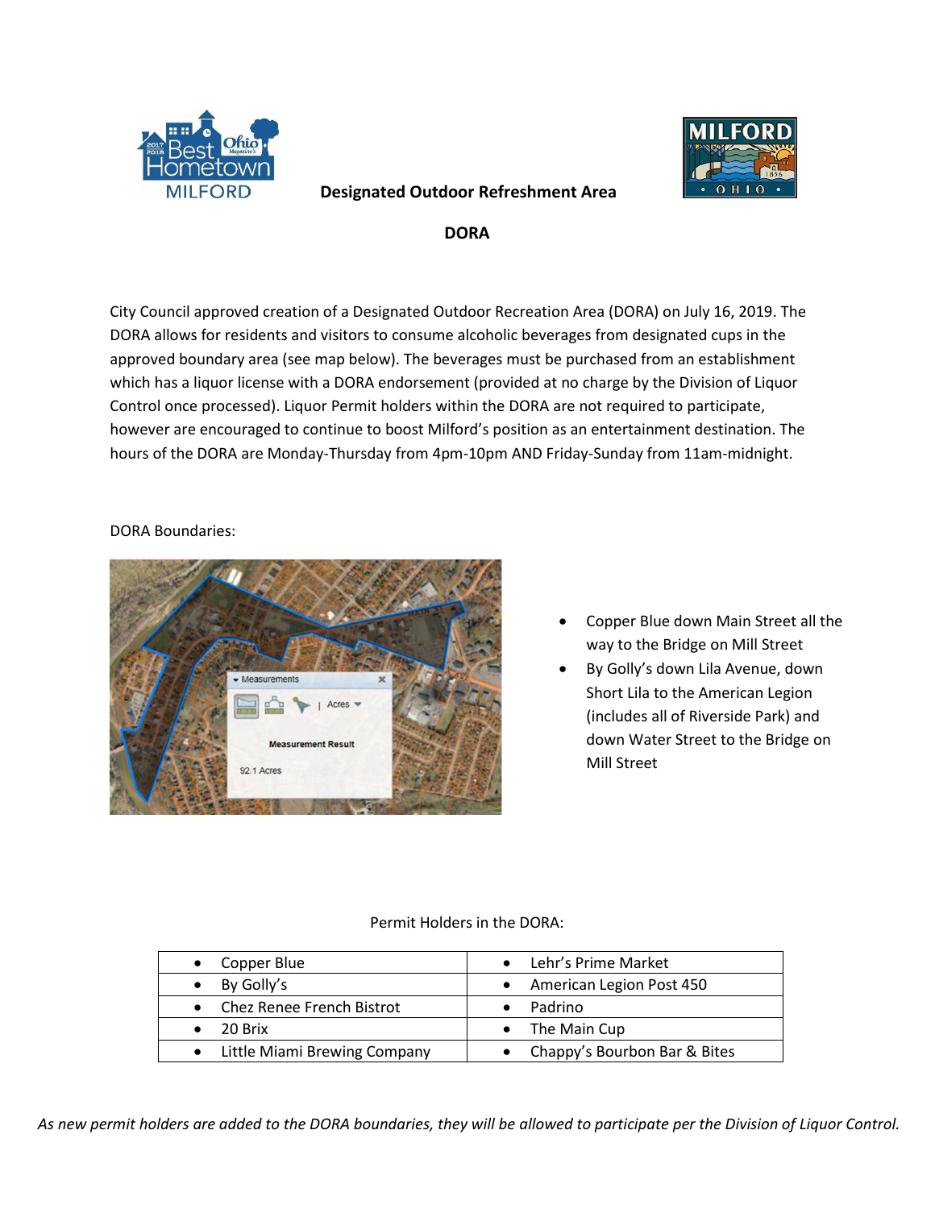# Designated Outdoor Refreshment Area

## DORA

City Council approved creation of a Designated Outdoor Recreation Area (DORA) on July 16, 2019. The DORA allows for residents and visitors to consume alcoholic beverages from designated cups in the approved boundary area (see map below). The beverages must be purchased from an establishment which has a liquor license with a DORA endorsement (provided at no charge by the Division of Liquor Control once processed). Liquor Permit holders within the DORA are not required to participate, however are encouraged to continue to boost Milford's position as an entertainment destination. The hours of the DORA are Monday-Thursday from 4pm-10pm AND Friday-Sunday from 11am-midnight.

DORA Boundaries:

- Copper Blue down Main Street all the way to the Bridge on Mill Street
- By Golly's down Lila Avenue, down Short Lila to the American Legion (includes all of Riverside Park) and down Water Street to the Bridge on Mill Street

Permit Holders in the DORA:

| | |
|---|---|
| • Copper Blue | • Lehr's Prime Market |
| • By Golly's | • American Legion Post 450 |
| • Chez Renee French Bistrot | • Padrino |
| • 20 Brix | • The Main Cup |
| • Little Miami Brewing Company | • Chappy's Bourbon Bar & Bites |

*As new permit holders are added to the DORA boundaries, they will be allowed to participate per the Division of Liquor Control.*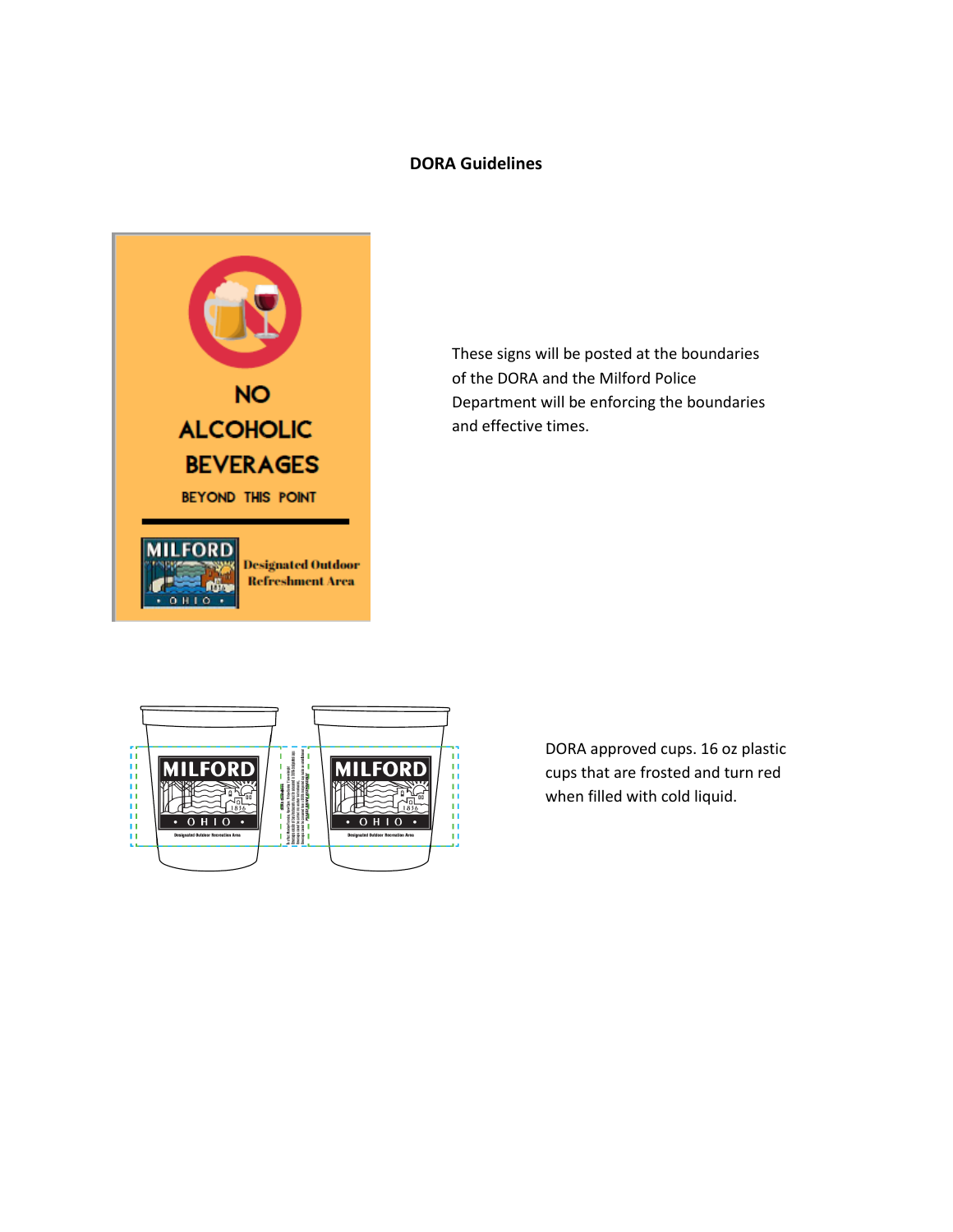**DORA Guidelines**

NO ALCOHOLIC BEVERAGES BEYOND THIS POINT

MILFORD OHIO Designated Outdoor Refreshment Area

These signs will be posted at the boundaries of the DORA and the Milford Police Department will be enforcing the boundaries and effective times.

DORA approved cups. 16 oz plastic cups that are frosted and turn red when filled with cold liquid.